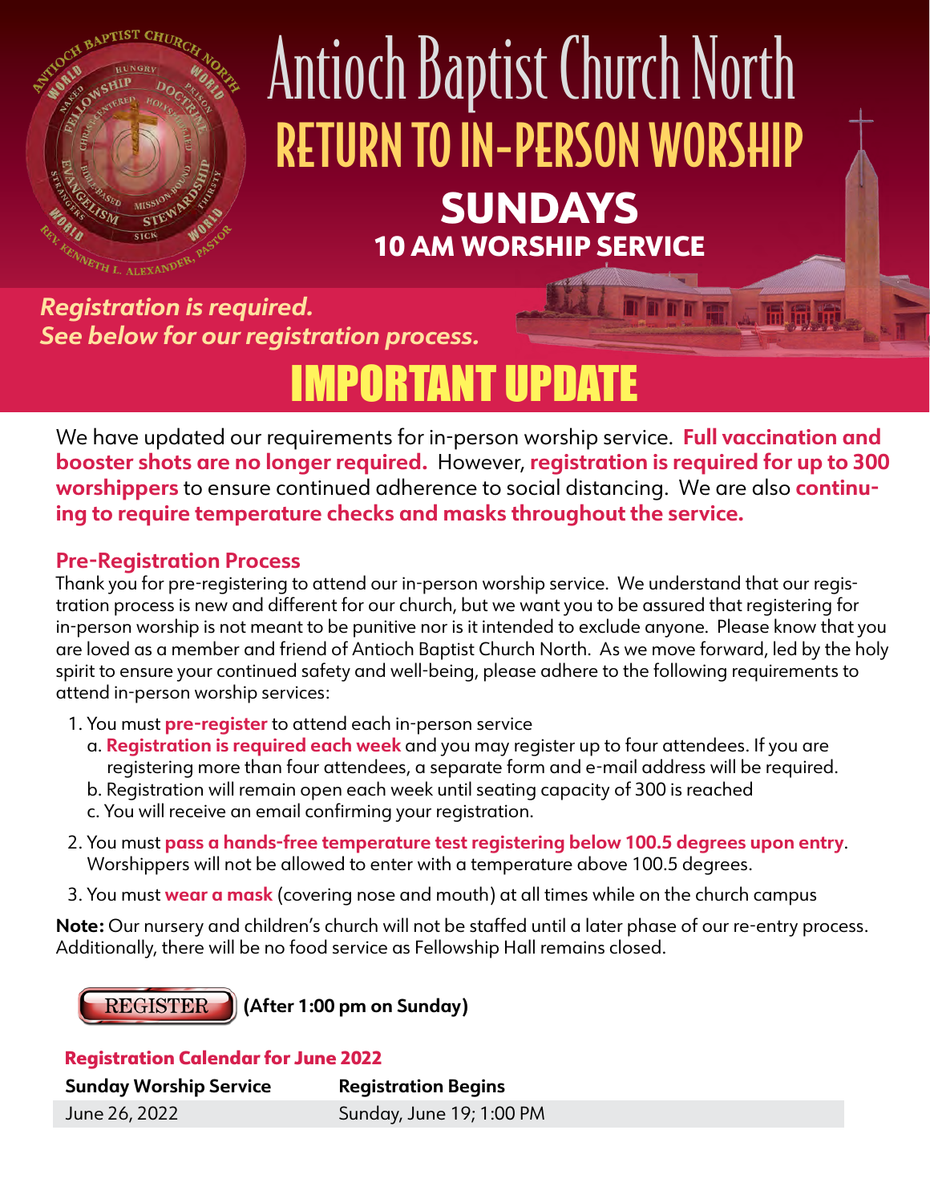# Antioch Baptist Church North

## RETURN TO IN-PERSON WORSHIP

## SUNDAYS

### 10 AM WORSHIP SERVICE

***Registration is required.***
***See below for our registration process.***

# IMPORTANT UPDATE

We have updated our requirements for in-person worship service. **Full vaccination and booster shots are no longer required.** However, **registration is required for up to 300 worshippers** to ensure continued adherence to social distancing. We are also **continuing to require temperature checks and masks throughout the service.**

### Pre-Registration Process

Thank you for pre-registering to attend our in-person worship service. We understand that our registration process is new and different for our church, but we want you to be assured that registering for in-person worship is not meant to be punitive nor is it intended to exclude anyone. Please know that you are loved as a member and friend of Antioch Baptist Church North. As we move forward, led by the holy spirit to ensure your continued safety and well-being, please adhere to the following requirements to attend in-person worship services:

1. You must **pre-register** to attend each in-person service
   a. **Registration is required each week** and you may register up to four attendees. If you are registering more than four attendees, a separate form and e-mail address will be required.
   b. Registration will remain open each week until seating capacity of 300 is reached
   c. You will receive an email confirming your registration.
2. You must **pass a hands-free temperature test registering below 100.5 degrees upon entry**. Worshippers will not be allowed to enter with a temperature above 100.5 degrees.
3. You must **wear a mask** (covering nose and mouth) at all times while on the church campus

**Note:** Our nursery and children's church will not be staffed until a later phase of our re-entry process. Additionally, there will be no food service as Fellowship Hall remains closed.

REGISTER **(After 1:00 pm on Sunday)**

**Registration Calendar for June 2022**

| Sunday Worship Service | Registration Begins |
|---|---|
| June 26, 2022 | Sunday, June 19; 1:00 PM |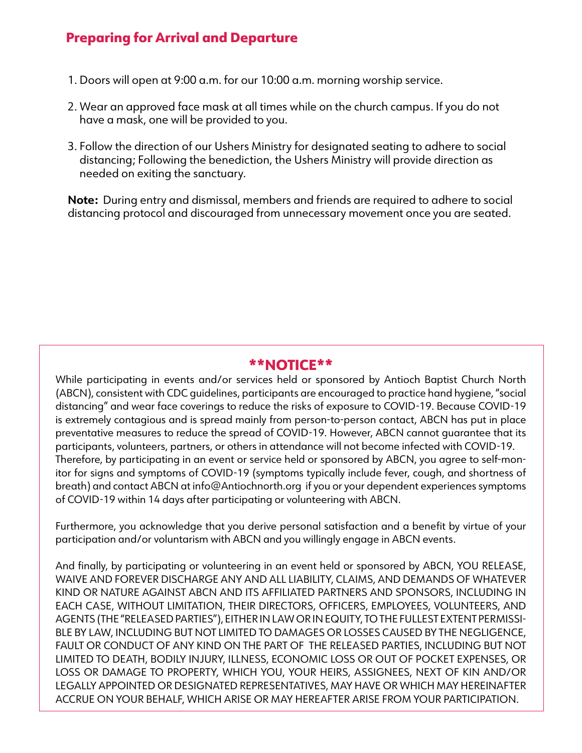## Preparing for Arrival and Departure

1. Doors will open at 9:00 a.m. for our 10:00 a.m. morning worship service.
2. Wear an approved face mask at all times while on the church campus. If you do not have a mask, one will be provided to you.
3. Follow the direction of our Ushers Ministry for designated seating to adhere to social distancing; Following the benediction, the Ushers Ministry will provide direction as needed on exiting the sanctuary.

**Note:** During entry and dismissal, members and friends are required to adhere to social distancing protocol and discouraged from unnecessary movement once you are seated.

## **NOTICE**

While participating in events and/or services held or sponsored by Antioch Baptist Church North (ABCN), consistent with CDC guidelines, participants are encouraged to practice hand hygiene, "social distancing" and wear face coverings to reduce the risks of exposure to COVID-19. Because COVID-19 is extremely contagious and is spread mainly from person-to-person contact, ABCN has put in place preventative measures to reduce the spread of COVID-19. However, ABCN cannot guarantee that its participants, volunteers, partners, or others in attendance will not become infected with COVID-19. Therefore, by participating in an event or service held or sponsored by ABCN, you agree to self-monitor for signs and symptoms of COVID-19 (symptoms typically include fever, cough, and shortness of breath) and contact ABCN at info@Antiochnorth.org if you or your dependent experiences symptoms of COVID-19 within 14 days after participating or volunteering with ABCN.

Furthermore, you acknowledge that you derive personal satisfaction and a benefit by virtue of your participation and/or voluntarism with ABCN and you willingly engage in ABCN events.

And finally, by participating or volunteering in an event held or sponsored by ABCN, YOU RELEASE, WAIVE AND FOREVER DISCHARGE ANY AND ALL LIABILITY, CLAIMS, AND DEMANDS OF WHATEVER KIND OR NATURE AGAINST ABCN AND ITS AFFILIATED PARTNERS AND SPONSORS, INCLUDING IN EACH CASE, WITHOUT LIMITATION, THEIR DIRECTORS, OFFICERS, EMPLOYEES, VOLUNTEERS, AND AGENTS (THE "RELEASED PARTIES"), EITHER IN LAW OR IN EQUITY, TO THE FULLEST EXTENT PERMISSIBLE BY LAW, INCLUDING BUT NOT LIMITED TO DAMAGES OR LOSSES CAUSED BY THE NEGLIGENCE, FAULT OR CONDUCT OF ANY KIND ON THE PART OF THE RELEASED PARTIES, INCLUDING BUT NOT LIMITED TO DEATH, BODILY INJURY, ILLNESS, ECONOMIC LOSS OR OUT OF POCKET EXPENSES, OR LOSS OR DAMAGE TO PROPERTY, WHICH YOU, YOUR HEIRS, ASSIGNEES, NEXT OF KIN AND/OR LEGALLY APPOINTED OR DESIGNATED REPRESENTATIVES, MAY HAVE OR WHICH MAY HEREINAFTER ACCRUE ON YOUR BEHALF, WHICH ARISE OR MAY HEREAFTER ARISE FROM YOUR PARTICIPATION.